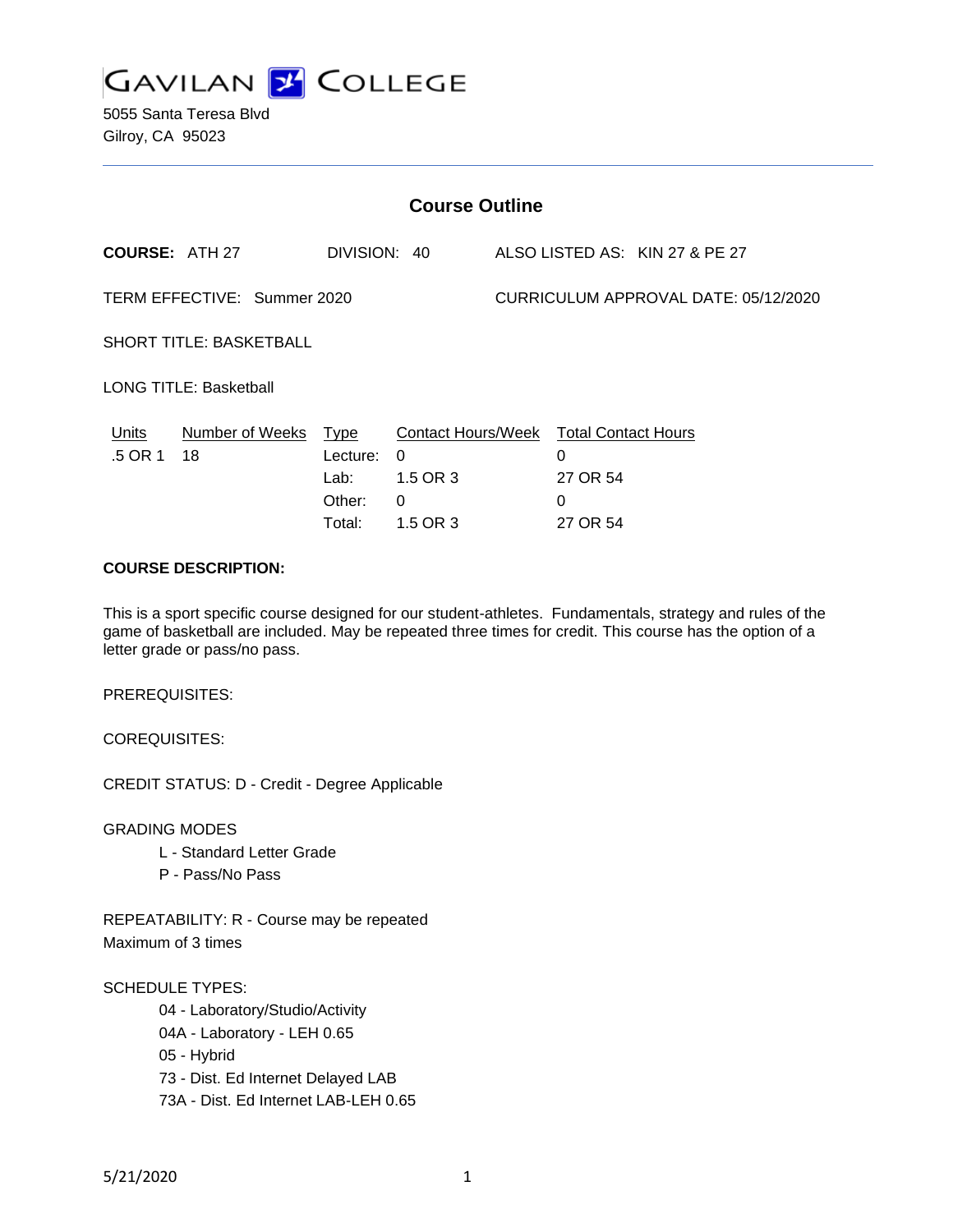# GAVILAN COLLEGE

5055 Santa Teresa Blvd
Gilroy, CA 95023

## Course Outline

**COURSE:** ATH 27 DIVISION: 40 ALSO LISTED AS: KIN 27 & PE 27

TERM EFFECTIVE: Summer 2020 CURRICULUM APPROVAL DATE: 05/12/2020

SHORT TITLE: BASKETBALL

LONG TITLE: Basketball

| Units | Number of Weeks | Type | Contact Hours/Week | Total Contact Hours |
|---|---|---|---|---|
| .5 OR 1 | 18 | Lecture: | 0 | 0 |
| | | Lab: | 1.5 OR 3 | 27 OR 54 |
| | | Other: | 0 | 0 |
| | | Total: | 1.5 OR 3 | 27 OR 54 |

**COURSE DESCRIPTION:**

This is a sport specific course designed for our student-athletes. Fundamentals, strategy and rules of the game of basketball are included. May be repeated three times for credit. This course has the option of a letter grade or pass/no pass.

PREREQUISITES:

COREQUISITES:

CREDIT STATUS: D - Credit - Degree Applicable

GRADING MODES
- L - Standard Letter Grade
- P - Pass/No Pass

REPEATABILITY: R - Course may be repeated
Maximum of 3 times

SCHEDULE TYPES:
- 04 - Laboratory/Studio/Activity
- 04A - Laboratory - LEH 0.65
- 05 - Hybrid
- 73 - Dist. Ed Internet Delayed LAB
- 73A - Dist. Ed Internet LAB-LEH 0.65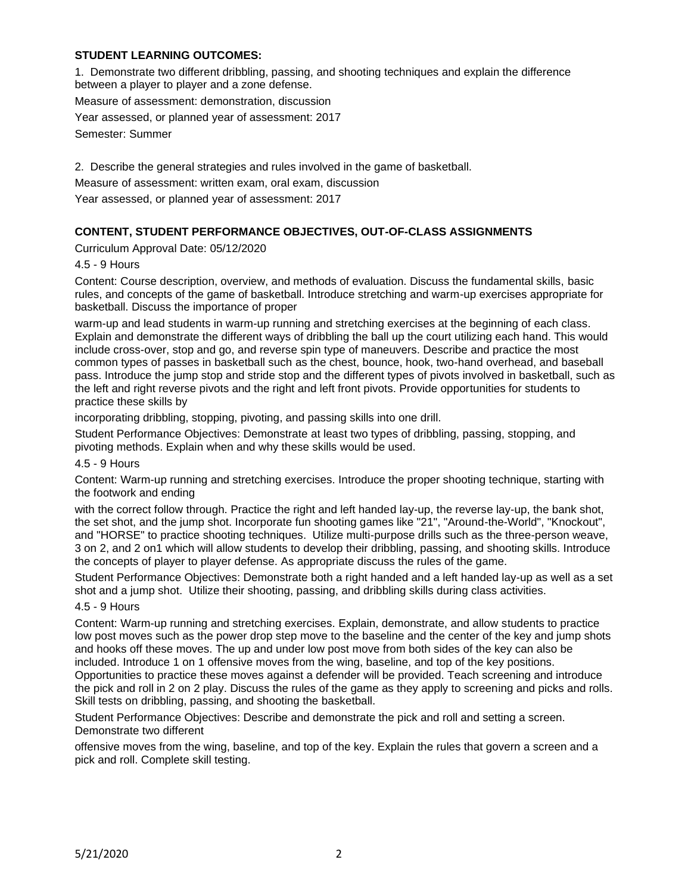**STUDENT LEARNING OUTCOMES:**

1. Demonstrate two different dribbling, passing, and shooting techniques and explain the difference between a player to player and a zone defense.

Measure of assessment: demonstration, discussion

Year assessed, or planned year of assessment: 2017

Semester: Summer

2. Describe the general strategies and rules involved in the game of basketball.

Measure of assessment: written exam, oral exam, discussion

Year assessed, or planned year of assessment: 2017

**CONTENT, STUDENT PERFORMANCE OBJECTIVES, OUT-OF-CLASS ASSIGNMENTS**

Curriculum Approval Date: 05/12/2020

4.5 - 9 Hours

Content: Course description, overview, and methods of evaluation. Discuss the fundamental skills, basic rules, and concepts of the game of basketball. Introduce stretching and warm-up exercises appropriate for basketball. Discuss the importance of proper warm-up and lead students in warm-up running and stretching exercises at the beginning of each class. Explain and demonstrate the different ways of dribbling the ball up the court utilizing each hand. This would include cross-over, stop and go, and reverse spin type of maneuvers. Describe and practice the most common types of passes in basketball such as the chest, bounce, hook, two-hand overhead, and baseball pass. Introduce the jump stop and stride stop and the different types of pivots involved in basketball, such as the left and right reverse pivots and the right and left front pivots. Provide opportunities for students to practice these skills by incorporating dribbling, stopping, pivoting, and passing skills into one drill.

Student Performance Objectives: Demonstrate at least two types of dribbling, passing, stopping, and pivoting methods. Explain when and why these skills would be used.

4.5 - 9 Hours

Content: Warm-up running and stretching exercises. Introduce the proper shooting technique, starting with the footwork and ending with the correct follow through. Practice the right and left handed lay-up, the reverse lay-up, the bank shot, the set shot, and the jump shot. Incorporate fun shooting games like "21", "Around-the-World", "Knockout", and "HORSE" to practice shooting techniques. Utilize multi-purpose drills such as the three-person weave, 3 on 2, and 2 on1 which will allow students to develop their dribbling, passing, and shooting skills. Introduce the concepts of player to player defense. As appropriate discuss the rules of the game.

Student Performance Objectives: Demonstrate both a right handed and a left handed lay-up as well as a set shot and a jump shot. Utilize their shooting, passing, and dribbling skills during class activities.

4.5 - 9 Hours

Content: Warm-up running and stretching exercises. Explain, demonstrate, and allow students to practice low post moves such as the power drop step move to the baseline and the center of the key and jump shots and hooks off these moves. The up and under low post move from both sides of the key can also be included. Introduce 1 on 1 offensive moves from the wing, baseline, and top of the key positions. Opportunities to practice these moves against a defender will be provided. Teach screening and introduce the pick and roll in 2 on 2 play. Discuss the rules of the game as they apply to screening and picks and rolls. Skill tests on dribbling, passing, and shooting the basketball.

Student Performance Objectives: Describe and demonstrate the pick and roll and setting a screen. Demonstrate two different offensive moves from the wing, baseline, and top of the key. Explain the rules that govern a screen and a pick and roll. Complete skill testing.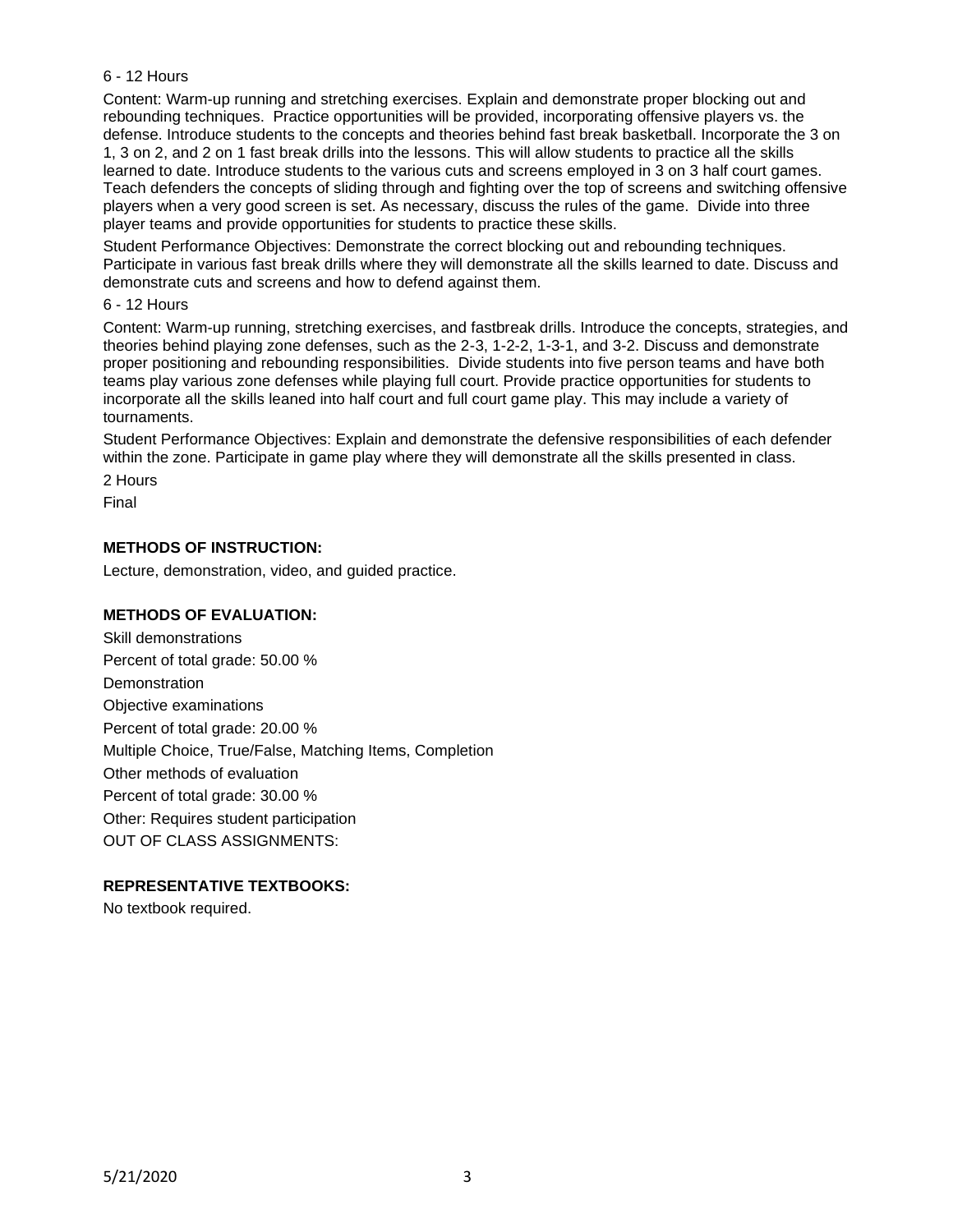6 - 12 Hours

Content: Warm-up running and stretching exercises. Explain and demonstrate proper blocking out and rebounding techniques. Practice opportunities will be provided, incorporating offensive players vs. the defense. Introduce students to the concepts and theories behind fast break basketball. Incorporate the 3 on 1, 3 on 2, and 2 on 1 fast break drills into the lessons. This will allow students to practice all the skills learned to date. Introduce students to the various cuts and screens employed in 3 on 3 half court games. Teach defenders the concepts of sliding through and fighting over the top of screens and switching offensive players when a very good screen is set. As necessary, discuss the rules of the game. Divide into three player teams and provide opportunities for students to practice these skills.

Student Performance Objectives: Demonstrate the correct blocking out and rebounding techniques. Participate in various fast break drills where they will demonstrate all the skills learned to date. Discuss and demonstrate cuts and screens and how to defend against them.

6 - 12 Hours

Content: Warm-up running, stretching exercises, and fastbreak drills. Introduce the concepts, strategies, and theories behind playing zone defenses, such as the 2-3, 1-2-2, 1-3-1, and 3-2. Discuss and demonstrate proper positioning and rebounding responsibilities. Divide students into five person teams and have both teams play various zone defenses while playing full court. Provide practice opportunities for students to incorporate all the skills leaned into half court and full court game play. This may include a variety of tournaments.

Student Performance Objectives: Explain and demonstrate the defensive responsibilities of each defender within the zone. Participate in game play where they will demonstrate all the skills presented in class.

2 Hours

Final

## METHODS OF INSTRUCTION:

Lecture, demonstration, video, and guided practice.

## METHODS OF EVALUATION:

Skill demonstrations

Percent of total grade: 50.00 %

Demonstration

Objective examinations

Percent of total grade: 20.00 %

Multiple Choice, True/False, Matching Items, Completion

Other methods of evaluation

Percent of total grade: 30.00 %

Other: Requires student participation

OUT OF CLASS ASSIGNMENTS:

## REPRESENTATIVE TEXTBOOKS:

No textbook required.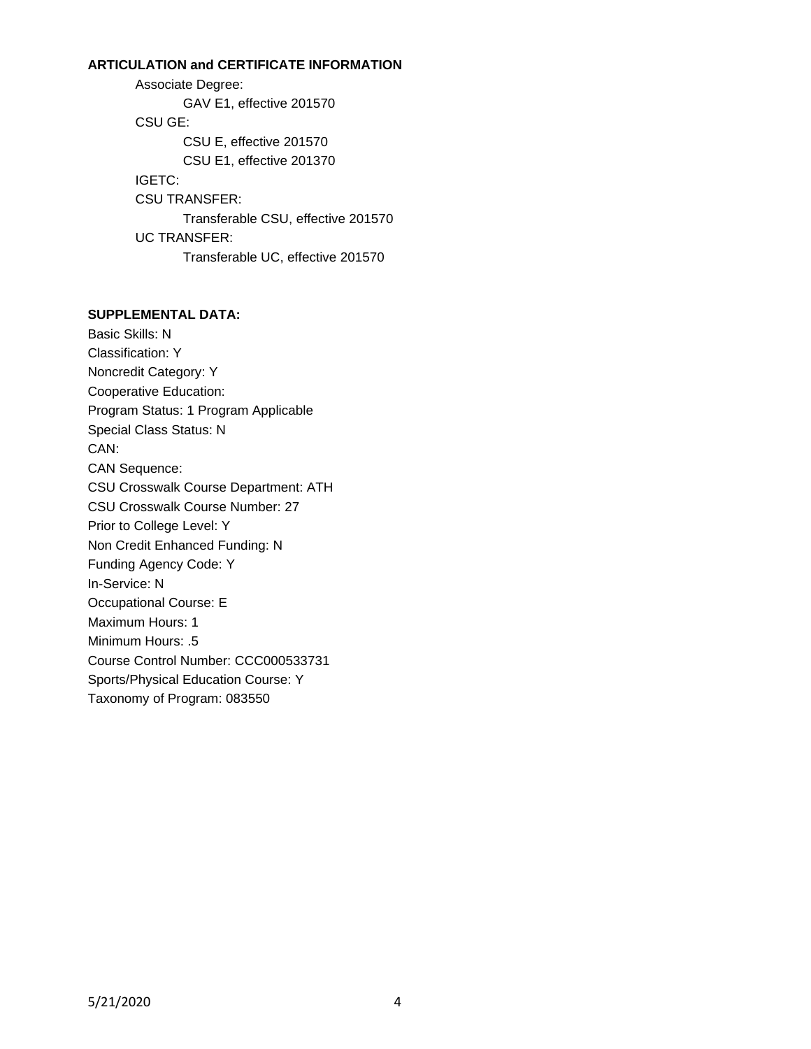**ARTICULATION and CERTIFICATE INFORMATION**

Associate Degree:

GAV E1, effective 201570

CSU GE:

CSU E, effective 201570

CSU E1, effective 201370

IGETC:

CSU TRANSFER:

Transferable CSU, effective 201570

UC TRANSFER:

Transferable UC, effective 201570

**SUPPLEMENTAL DATA:**

Basic Skills: N
Classification: Y
Noncredit Category: Y
Cooperative Education:
Program Status: 1 Program Applicable
Special Class Status: N
CAN:
CAN Sequence:
CSU Crosswalk Course Department: ATH
CSU Crosswalk Course Number: 27
Prior to College Level: Y
Non Credit Enhanced Funding: N
Funding Agency Code: Y
In-Service: N
Occupational Course: E
Maximum Hours: 1
Minimum Hours: .5
Course Control Number: CCC000533731
Sports/Physical Education Course: Y
Taxonomy of Program: 083550